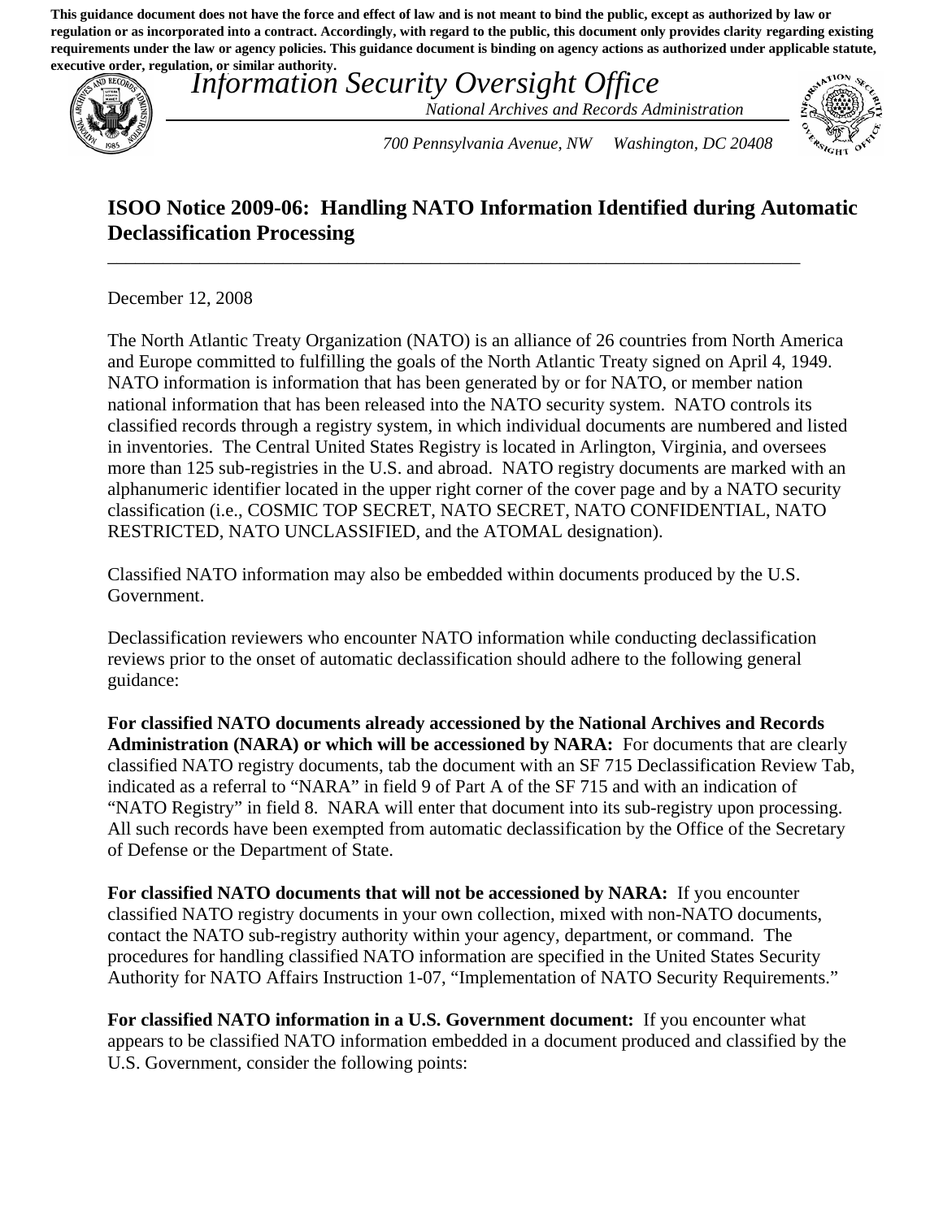**This guidance document does not have the force and effect of law and is not meant to bind the public, except as authorized by law or regulation or as incorporated into a contract. Accordingly, with regard to the public, this document only provides clarity regarding existing requirements under the law or agency policies. This guidance document is binding on agency actions as authorized under applicable statute, executive order, regulation, or similar authority.**

*Information Security Oversight Office*

*National Archives and Records Administration*

*700 Pennsylvania Avenue, NW Washington, DC 20408*

## ISOO Notice 2009-06: Handling NATO Information Identified during Automatic Declassification Processing

December 12, 2008

The North Atlantic Treaty Organization (NATO) is an alliance of 26 countries from North America and Europe committed to fulfilling the goals of the North Atlantic Treaty signed on April 4, 1949. NATO information is information that has been generated by or for NATO, or member nation national information that has been released into the NATO security system. NATO controls its classified records through a registry system, in which individual documents are numbered and listed in inventories. The Central United States Registry is located in Arlington, Virginia, and oversees more than 125 sub-registries in the U.S. and abroad. NATO registry documents are marked with an alphanumeric identifier located in the upper right corner of the cover page and by a NATO security classification (i.e., COSMIC TOP SECRET, NATO SECRET, NATO CONFIDENTIAL, NATO RESTRICTED, NATO UNCLASSIFIED, and the ATOMAL designation).

Classified NATO information may also be embedded within documents produced by the U.S. Government.

Declassification reviewers who encounter NATO information while conducting declassification reviews prior to the onset of automatic declassification should adhere to the following general guidance:

**For classified NATO documents already accessioned by the National Archives and Records Administration (NARA) or which will be accessioned by NARA:** For documents that are clearly classified NATO registry documents, tab the document with an SF 715 Declassification Review Tab, indicated as a referral to "NARA" in field 9 of Part A of the SF 715 and with an indication of "NATO Registry" in field 8. NARA will enter that document into its sub-registry upon processing. All such records have been exempted from automatic declassification by the Office of the Secretary of Defense or the Department of State.

**For classified NATO documents that will not be accessioned by NARA:** If you encounter classified NATO registry documents in your own collection, mixed with non-NATO documents, contact the NATO sub-registry authority within your agency, department, or command. The procedures for handling classified NATO information are specified in the United States Security Authority for NATO Affairs Instruction 1-07, "Implementation of NATO Security Requirements."

**For classified NATO information in a U.S. Government document:** If you encounter what appears to be classified NATO information embedded in a document produced and classified by the U.S. Government, consider the following points: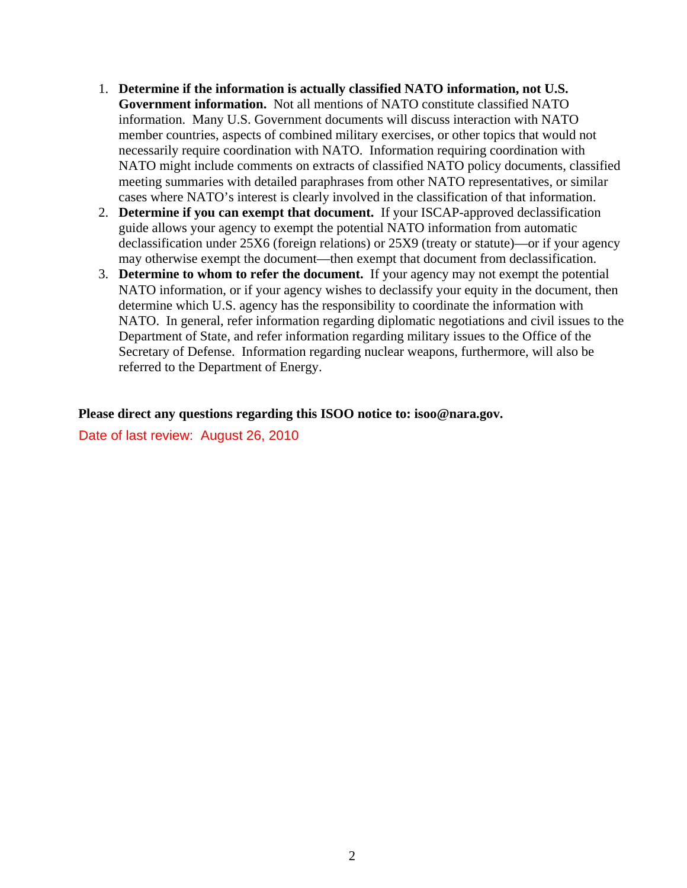1. **Determine if the information is actually classified NATO information, not U.S. Government information.** Not all mentions of NATO constitute classified NATO information. Many U.S. Government documents will discuss interaction with NATO member countries, aspects of combined military exercises, or other topics that would not necessarily require coordination with NATO. Information requiring coordination with NATO might include comments on extracts of classified NATO policy documents, classified meeting summaries with detailed paraphrases from other NATO representatives, or similar cases where NATO's interest is clearly involved in the classification of that information.
2. **Determine if you can exempt that document.** If your ISCAP-approved declassification guide allows your agency to exempt the potential NATO information from automatic declassification under 25X6 (foreign relations) or 25X9 (treaty or statute)—or if your agency may otherwise exempt the document—then exempt that document from declassification.
3. **Determine to whom to refer the document.** If your agency may not exempt the potential NATO information, or if your agency wishes to declassify your equity in the document, then determine which U.S. agency has the responsibility to coordinate the information with NATO. In general, refer information regarding diplomatic negotiations and civil issues to the Department of State, and refer information regarding military issues to the Office of the Secretary of Defense. Information regarding nuclear weapons, furthermore, will also be referred to the Department of Energy.

**Please direct any questions regarding this ISOO notice to: isoo@nara.gov.**

Date of last review: August 26, 2010